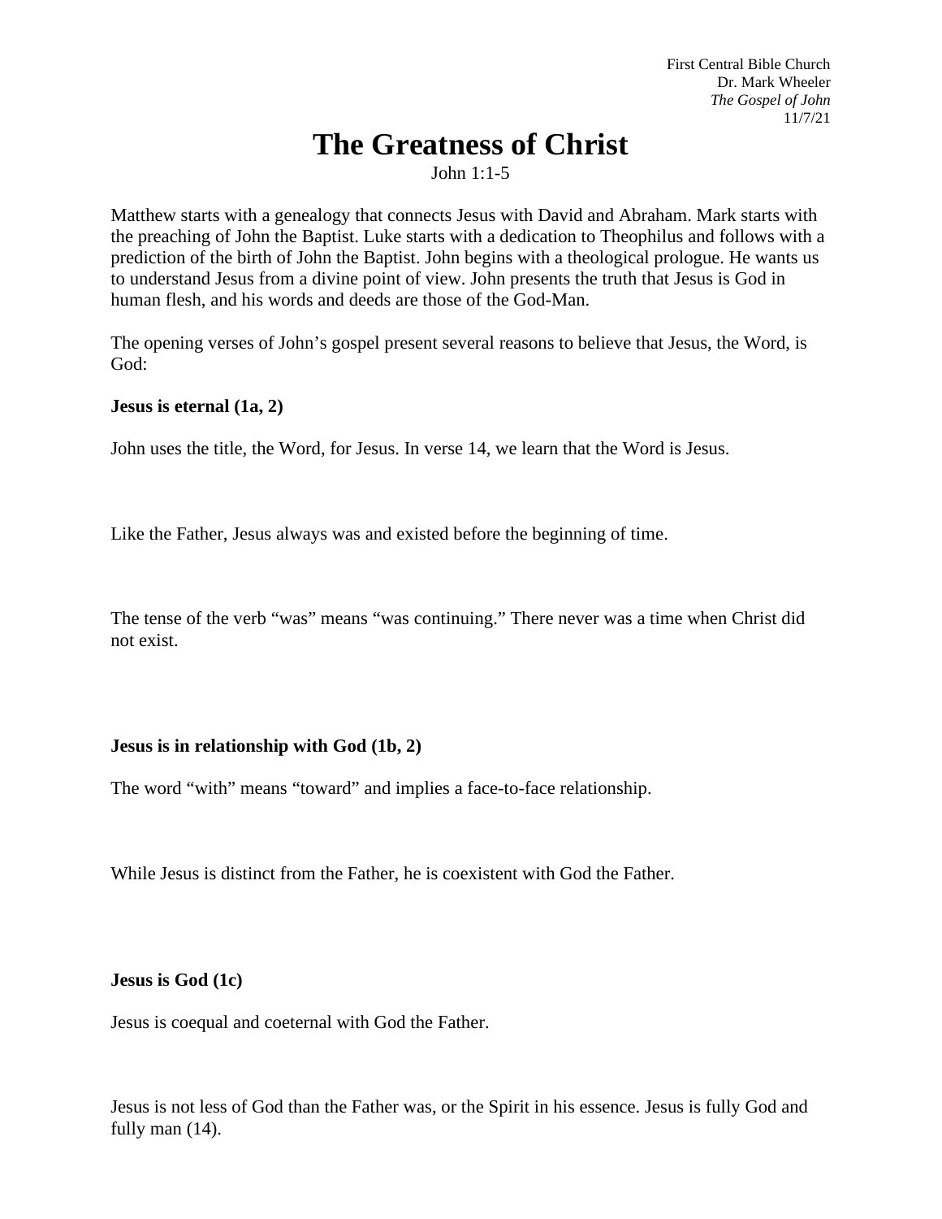First Central Bible Church
Dr. Mark Wheeler
*The Gospel of John*
11/7/21

# The Greatness of Christ

John 1:1-5

Matthew starts with a genealogy that connects Jesus with David and Abraham. Mark starts with the preaching of John the Baptist. Luke starts with a dedication to Theophilus and follows with a prediction of the birth of John the Baptist. John begins with a theological prologue. He wants us to understand Jesus from a divine point of view. John presents the truth that Jesus is God in human flesh, and his words and deeds are those of the God-Man.

The opening verses of John's gospel present several reasons to believe that Jesus, the Word, is God:

**Jesus is eternal (1a, 2)**

John uses the title, the Word, for Jesus. In verse 14, we learn that the Word is Jesus.

Like the Father, Jesus always was and existed before the beginning of time.

The tense of the verb "was" means "was continuing." There never was a time when Christ did not exist.

**Jesus is in relationship with God (1b, 2)**

The word "with" means "toward" and implies a face-to-face relationship.

While Jesus is distinct from the Father, he is coexistent with God the Father.

**Jesus is God (1c)**

Jesus is coequal and coeternal with God the Father.

Jesus is not less of God than the Father was, or the Spirit in his essence. Jesus is fully God and fully man (14).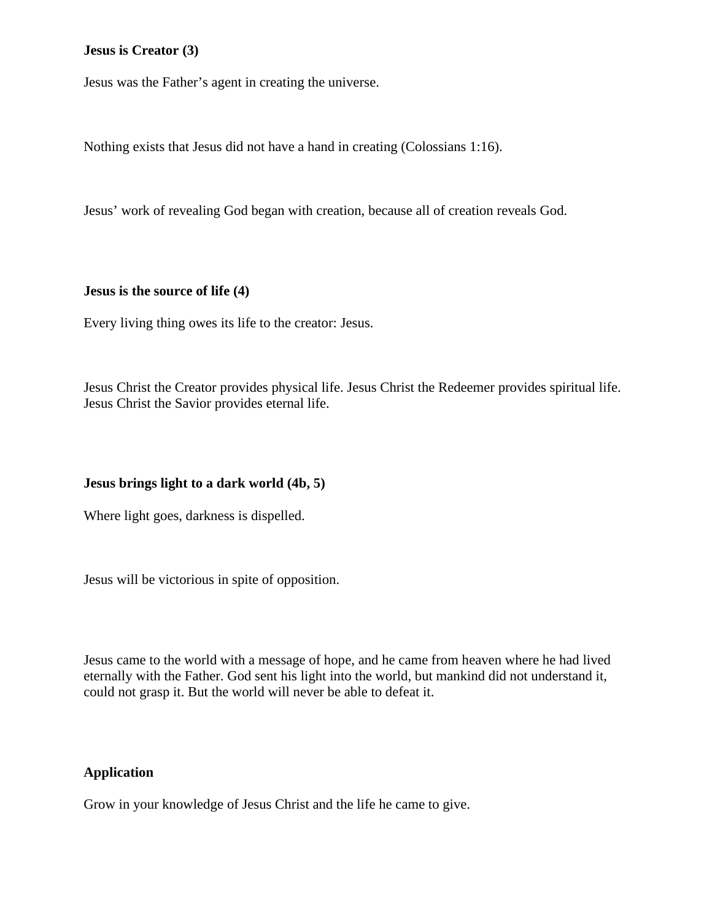**Jesus is Creator (3)**

Jesus was the Father's agent in creating the universe.

Nothing exists that Jesus did not have a hand in creating (Colossians 1:16).

Jesus' work of revealing God began with creation, because all of creation reveals God.

**Jesus is the source of life (4)**

Every living thing owes its life to the creator: Jesus.

Jesus Christ the Creator provides physical life. Jesus Christ the Redeemer provides spiritual life. Jesus Christ the Savior provides eternal life.

**Jesus brings light to a dark world (4b, 5)**

Where light goes, darkness is dispelled.

Jesus will be victorious in spite of opposition.

Jesus came to the world with a message of hope, and he came from heaven where he had lived eternally with the Father. God sent his light into the world, but mankind did not understand it, could not grasp it. But the world will never be able to defeat it.

**Application**

Grow in your knowledge of Jesus Christ and the life he came to give.